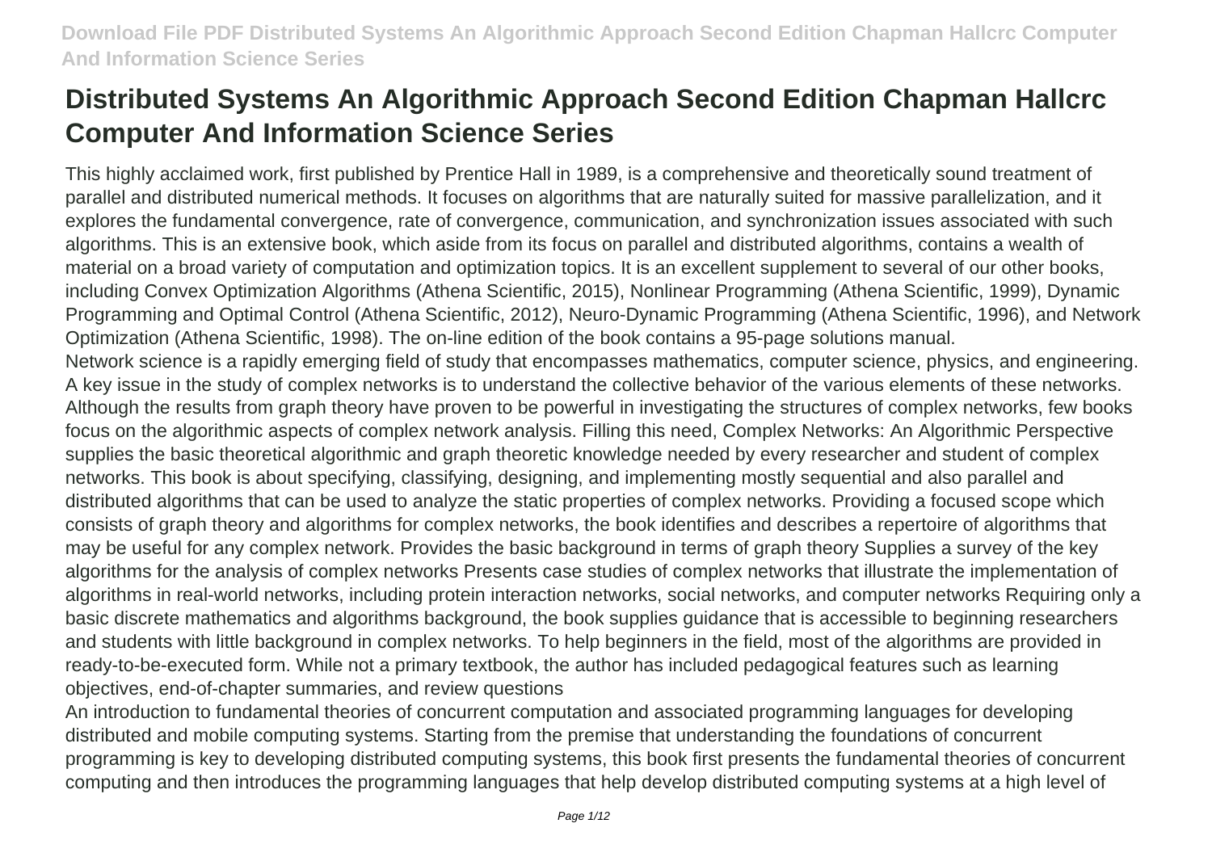# Distributed Systems An Algorithmic Approach Second Edition Chapman Hallcrc Computer And Information Science Series

This highly acclaimed work, first published by Prentice Hall in 1989, is a comprehensive and theoretically sound treatment of parallel and distributed numerical methods. It focuses on algorithms that are naturally suited for massive parallelization, and it explores the fundamental convergence, rate of convergence, communication, and synchronization issues associated with such algorithms. This is an extensive book, which aside from its focus on parallel and distributed algorithms, contains a wealth of material on a broad variety of computation and optimization topics. It is an excellent supplement to several of our other books, including Convex Optimization Algorithms (Athena Scientific, 2015), Nonlinear Programming (Athena Scientific, 1999), Dynamic Programming and Optimal Control (Athena Scientific, 2012), Neuro-Dynamic Programming (Athena Scientific, 1996), and Network Optimization (Athena Scientific, 1998). The on-line edition of the book contains a 95-page solutions manual.

Network science is a rapidly emerging field of study that encompasses mathematics, computer science, physics, and engineering. A key issue in the study of complex networks is to understand the collective behavior of the various elements of these networks. Although the results from graph theory have proven to be powerful in investigating the structures of complex networks, few books focus on the algorithmic aspects of complex network analysis. Filling this need, Complex Networks: An Algorithmic Perspective supplies the basic theoretical algorithmic and graph theoretic knowledge needed by every researcher and student of complex networks. This book is about specifying, classifying, designing, and implementing mostly sequential and also parallel and distributed algorithms that can be used to analyze the static properties of complex networks. Providing a focused scope which consists of graph theory and algorithms for complex networks, the book identifies and describes a repertoire of algorithms that may be useful for any complex network. Provides the basic background in terms of graph theory Supplies a survey of the key algorithms for the analysis of complex networks Presents case studies of complex networks that illustrate the implementation of algorithms in real-world networks, including protein interaction networks, social networks, and computer networks Requiring only a basic discrete mathematics and algorithms background, the book supplies guidance that is accessible to beginning researchers and students with little background in complex networks. To help beginners in the field, most of the algorithms are provided in ready-to-be-executed form. While not a primary textbook, the author has included pedagogical features such as learning objectives, end-of-chapter summaries, and review questions

An introduction to fundamental theories of concurrent computation and associated programming languages for developing distributed and mobile computing systems. Starting from the premise that understanding the foundations of concurrent programming is key to developing distributed computing systems, this book first presents the fundamental theories of concurrent computing and then introduces the programming languages that help develop distributed computing systems at a high level of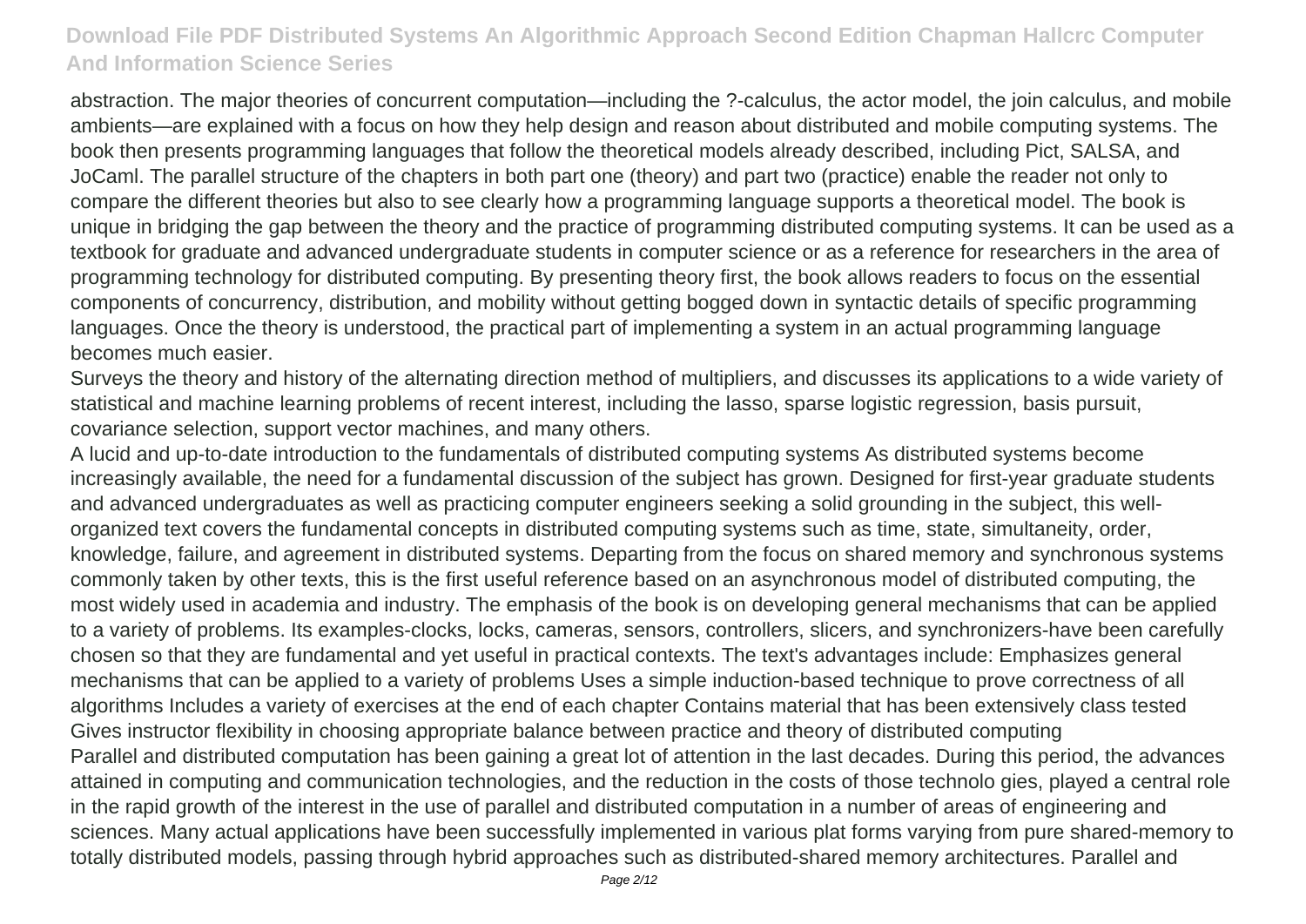abstraction. The major theories of concurrent computation—including the ?-calculus, the actor model, the join calculus, and mobile ambients—are explained with a focus on how they help design and reason about distributed and mobile computing systems. The book then presents programming languages that follow the theoretical models already described, including Pict, SALSA, and JoCaml. The parallel structure of the chapters in both part one (theory) and part two (practice) enable the reader not only to compare the different theories but also to see clearly how a programming language supports a theoretical model. The book is unique in bridging the gap between the theory and the practice of programming distributed computing systems. It can be used as a textbook for graduate and advanced undergraduate students in computer science or as a reference for researchers in the area of programming technology for distributed computing. By presenting theory first, the book allows readers to focus on the essential components of concurrency, distribution, and mobility without getting bogged down in syntactic details of specific programming languages. Once the theory is understood, the practical part of implementing a system in an actual programming language becomes much easier.

Surveys the theory and history of the alternating direction method of multipliers, and discusses its applications to a wide variety of statistical and machine learning problems of recent interest, including the lasso, sparse logistic regression, basis pursuit, covariance selection, support vector machines, and many others.

A lucid and up-to-date introduction to the fundamentals of distributed computing systems As distributed systems become increasingly available, the need for a fundamental discussion of the subject has grown. Designed for first-year graduate students and advanced undergraduates as well as practicing computer engineers seeking a solid grounding in the subject, this well-organized text covers the fundamental concepts in distributed computing systems such as time, state, simultaneity, order, knowledge, failure, and agreement in distributed systems. Departing from the focus on shared memory and synchronous systems commonly taken by other texts, this is the first useful reference based on an asynchronous model of distributed computing, the most widely used in academia and industry. The emphasis of the book is on developing general mechanisms that can be applied to a variety of problems. Its examples-clocks, locks, cameras, sensors, controllers, slicers, and synchronizers-have been carefully chosen so that they are fundamental and yet useful in practical contexts. The text's advantages include: Emphasizes general mechanisms that can be applied to a variety of problems Uses a simple induction-based technique to prove correctness of all algorithms Includes a variety of exercises at the end of each chapter Contains material that has been extensively class tested Gives instructor flexibility in choosing appropriate balance between practice and theory of distributed computing

Parallel and distributed computation has been gaining a great lot of attention in the last decades. During this period, the advances attained in computing and communication technologies, and the reduction in the costs of those technolo gies, played a central role in the rapid growth of the interest in the use of parallel and distributed computation in a number of areas of engineering and sciences. Many actual applications have been successfully implemented in various plat forms varying from pure shared-memory to totally distributed models, passing through hybrid approaches such as distributed-shared memory architectures. Parallel and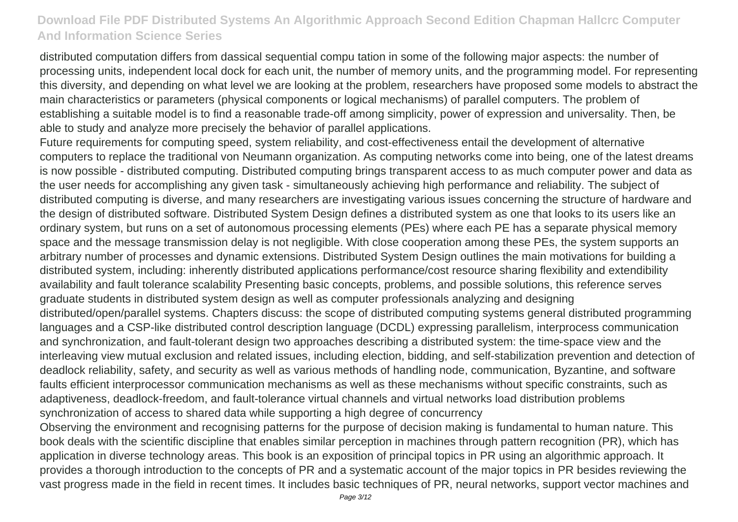distributed computation differs from dassical sequential compu tation in some of the following major aspects: the number of processing units, independent local dock for each unit, the number of memory units, and the programming model. For representing this diversity, and depending on what level we are looking at the problem, researchers have proposed some models to abstract the main characteristics or parameters (physical components or logical mechanisms) of parallel computers. The problem of establishing a suitable model is to find a reasonable trade-off among simplicity, power of expression and universality. Then, be able to study and analyze more precisely the behavior of parallel applications.

Future requirements for computing speed, system reliability, and cost-effectiveness entail the development of alternative computers to replace the traditional von Neumann organization. As computing networks come into being, one of the latest dreams is now possible - distributed computing. Distributed computing brings transparent access to as much computer power and data as the user needs for accomplishing any given task - simultaneously achieving high performance and reliability. The subject of distributed computing is diverse, and many researchers are investigating various issues concerning the structure of hardware and the design of distributed software. Distributed System Design defines a distributed system as one that looks to its users like an ordinary system, but runs on a set of autonomous processing elements (PEs) where each PE has a separate physical memory space and the message transmission delay is not negligible. With close cooperation among these PEs, the system supports an arbitrary number of processes and dynamic extensions. Distributed System Design outlines the main motivations for building a distributed system, including: inherently distributed applications performance/cost resource sharing flexibility and extendibility availability and fault tolerance scalability Presenting basic concepts, problems, and possible solutions, this reference serves graduate students in distributed system design as well as computer professionals analyzing and designing distributed/open/parallel systems. Chapters discuss: the scope of distributed computing systems general distributed programming languages and a CSP-like distributed control description language (DCDL) expressing parallelism, interprocess communication and synchronization, and fault-tolerant design two approaches describing a distributed system: the time-space view and the interleaving view mutual exclusion and related issues, including election, bidding, and self-stabilization prevention and detection of deadlock reliability, safety, and security as well as various methods of handling node, communication, Byzantine, and software faults efficient interprocessor communication mechanisms as well as these mechanisms without specific constraints, such as adaptiveness, deadlock-freedom, and fault-tolerance virtual channels and virtual networks load distribution problems synchronization of access to shared data while supporting a high degree of concurrency

Observing the environment and recognising patterns for the purpose of decision making is fundamental to human nature. This book deals with the scientific discipline that enables similar perception in machines through pattern recognition (PR), which has application in diverse technology areas. This book is an exposition of principal topics in PR using an algorithmic approach. It provides a thorough introduction to the concepts of PR and a systematic account of the major topics in PR besides reviewing the vast progress made in the field in recent times. It includes basic techniques of PR, neural networks, support vector machines and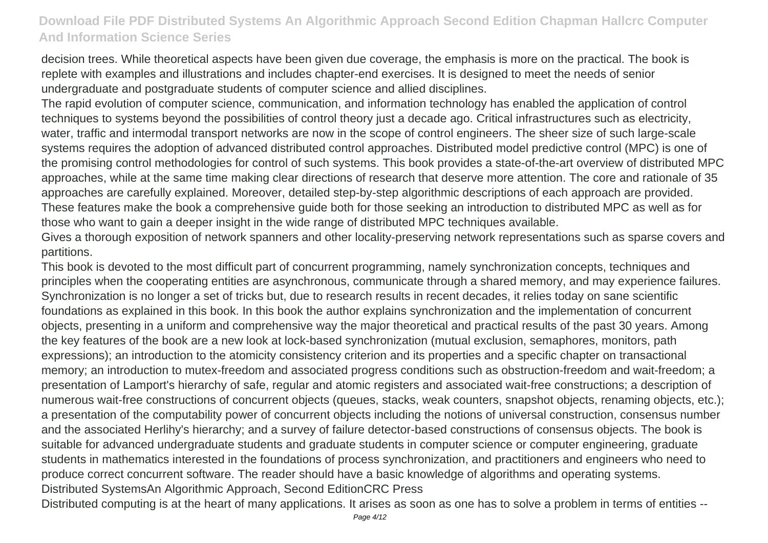decision trees. While theoretical aspects have been given due coverage, the emphasis is more on the practical. The book is replete with examples and illustrations and includes chapter-end exercises. It is designed to meet the needs of senior undergraduate and postgraduate students of computer science and allied disciplines.

The rapid evolution of computer science, communication, and information technology has enabled the application of control techniques to systems beyond the possibilities of control theory just a decade ago. Critical infrastructures such as electricity, water, traffic and intermodal transport networks are now in the scope of control engineers. The sheer size of such large-scale systems requires the adoption of advanced distributed control approaches. Distributed model predictive control (MPC) is one of the promising control methodologies for control of such systems. This book provides a state-of-the-art overview of distributed MPC approaches, while at the same time making clear directions of research that deserve more attention. The core and rationale of 35 approaches are carefully explained. Moreover, detailed step-by-step algorithmic descriptions of each approach are provided. These features make the book a comprehensive guide both for those seeking an introduction to distributed MPC as well as for those who want to gain a deeper insight in the wide range of distributed MPC techniques available.

Gives a thorough exposition of network spanners and other locality-preserving network representations such as sparse covers and partitions.

This book is devoted to the most difficult part of concurrent programming, namely synchronization concepts, techniques and principles when the cooperating entities are asynchronous, communicate through a shared memory, and may experience failures. Synchronization is no longer a set of tricks but, due to research results in recent decades, it relies today on sane scientific foundations as explained in this book. In this book the author explains synchronization and the implementation of concurrent objects, presenting in a uniform and comprehensive way the major theoretical and practical results of the past 30 years. Among the key features of the book are a new look at lock-based synchronization (mutual exclusion, semaphores, monitors, path expressions); an introduction to the atomicity consistency criterion and its properties and a specific chapter on transactional memory; an introduction to mutex-freedom and associated progress conditions such as obstruction-freedom and wait-freedom; a presentation of Lamport's hierarchy of safe, regular and atomic registers and associated wait-free constructions; a description of numerous wait-free constructions of concurrent objects (queues, stacks, weak counters, snapshot objects, renaming objects, etc.); a presentation of the computability power of concurrent objects including the notions of universal construction, consensus number and the associated Herlihy's hierarchy; and a survey of failure detector-based constructions of consensus objects. The book is suitable for advanced undergraduate students and graduate students in computer science or computer engineering, graduate students in mathematics interested in the foundations of process synchronization, and practitioners and engineers who need to produce correct concurrent software. The reader should have a basic knowledge of algorithms and operating systems.

Distributed SystemsAn Algorithmic Approach, Second EditionCRC Press

Distributed computing is at the heart of many applications. It arises as soon as one has to solve a problem in terms of entities --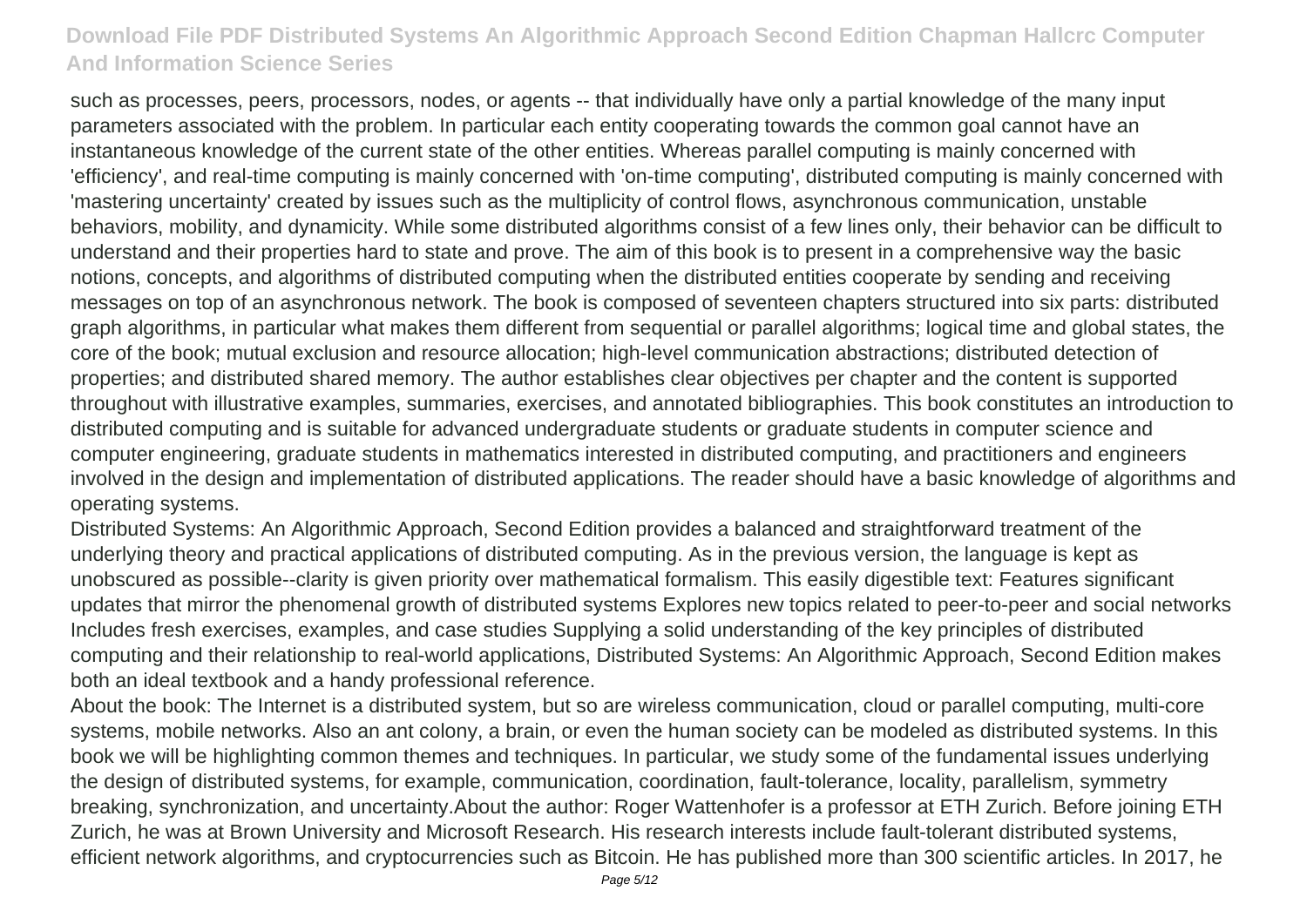such as processes, peers, processors, nodes, or agents -- that individually have only a partial knowledge of the many input parameters associated with the problem. In particular each entity cooperating towards the common goal cannot have an instantaneous knowledge of the current state of the other entities. Whereas parallel computing is mainly concerned with 'efficiency', and real-time computing is mainly concerned with 'on-time computing', distributed computing is mainly concerned with 'mastering uncertainty' created by issues such as the multiplicity of control flows, asynchronous communication, unstable behaviors, mobility, and dynamicity. While some distributed algorithms consist of a few lines only, their behavior can be difficult to understand and their properties hard to state and prove. The aim of this book is to present in a comprehensive way the basic notions, concepts, and algorithms of distributed computing when the distributed entities cooperate by sending and receiving messages on top of an asynchronous network. The book is composed of seventeen chapters structured into six parts: distributed graph algorithms, in particular what makes them different from sequential or parallel algorithms; logical time and global states, the core of the book; mutual exclusion and resource allocation; high-level communication abstractions; distributed detection of properties; and distributed shared memory. The author establishes clear objectives per chapter and the content is supported throughout with illustrative examples, summaries, exercises, and annotated bibliographies. This book constitutes an introduction to distributed computing and is suitable for advanced undergraduate students or graduate students in computer science and computer engineering, graduate students in mathematics interested in distributed computing, and practitioners and engineers involved in the design and implementation of distributed applications. The reader should have a basic knowledge of algorithms and operating systems.

Distributed Systems: An Algorithmic Approach, Second Edition provides a balanced and straightforward treatment of the underlying theory and practical applications of distributed computing. As in the previous version, the language is kept as unobscured as possible--clarity is given priority over mathematical formalism. This easily digestible text: Features significant updates that mirror the phenomenal growth of distributed systems Explores new topics related to peer-to-peer and social networks Includes fresh exercises, examples, and case studies Supplying a solid understanding of the key principles of distributed computing and their relationship to real-world applications, Distributed Systems: An Algorithmic Approach, Second Edition makes both an ideal textbook and a handy professional reference.

About the book: The Internet is a distributed system, but so are wireless communication, cloud or parallel computing, multi-core systems, mobile networks. Also an ant colony, a brain, or even the human society can be modeled as distributed systems. In this book we will be highlighting common themes and techniques. In particular, we study some of the fundamental issues underlying the design of distributed systems, for example, communication, coordination, fault-tolerance, locality, parallelism, symmetry breaking, synchronization, and uncertainty.About the author: Roger Wattenhofer is a professor at ETH Zurich. Before joining ETH Zurich, he was at Brown University and Microsoft Research. His research interests include fault-tolerant distributed systems, efficient network algorithms, and cryptocurrencies such as Bitcoin. He has published more than 300 scientific articles. In 2017, he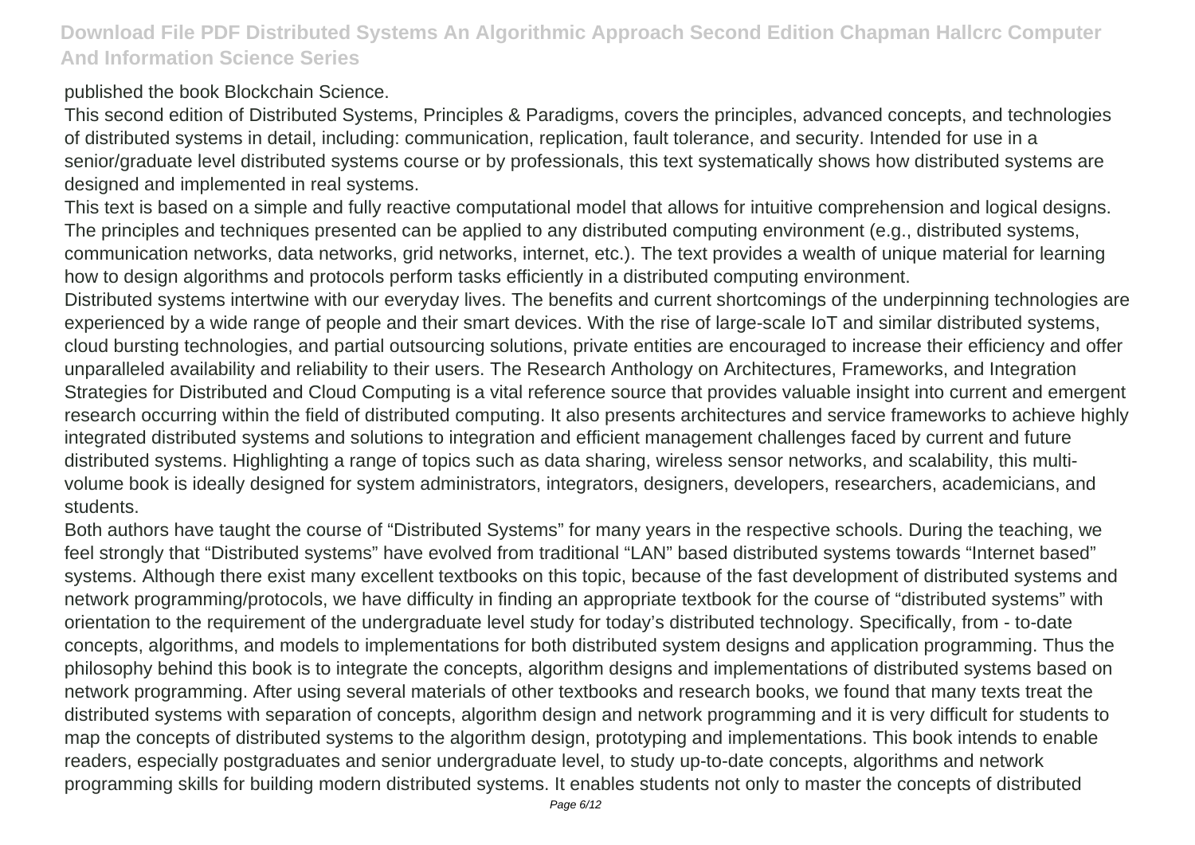published the book Blockchain Science.

This second edition of Distributed Systems, Principles & Paradigms, covers the principles, advanced concepts, and technologies of distributed systems in detail, including: communication, replication, fault tolerance, and security. Intended for use in a senior/graduate level distributed systems course or by professionals, this text systematically shows how distributed systems are designed and implemented in real systems.

This text is based on a simple and fully reactive computational model that allows for intuitive comprehension and logical designs. The principles and techniques presented can be applied to any distributed computing environment (e.g., distributed systems, communication networks, data networks, grid networks, internet, etc.). The text provides a wealth of unique material for learning how to design algorithms and protocols perform tasks efficiently in a distributed computing environment.

Distributed systems intertwine with our everyday lives. The benefits and current shortcomings of the underpinning technologies are experienced by a wide range of people and their smart devices. With the rise of large-scale IoT and similar distributed systems, cloud bursting technologies, and partial outsourcing solutions, private entities are encouraged to increase their efficiency and offer unparalleled availability and reliability to their users. The Research Anthology on Architectures, Frameworks, and Integration Strategies for Distributed and Cloud Computing is a vital reference source that provides valuable insight into current and emergent research occurring within the field of distributed computing. It also presents architectures and service frameworks to achieve highly integrated distributed systems and solutions to integration and efficient management challenges faced by current and future distributed systems. Highlighting a range of topics such as data sharing, wireless sensor networks, and scalability, this multi-volume book is ideally designed for system administrators, integrators, designers, developers, researchers, academicians, and students.

Both authors have taught the course of "Distributed Systems" for many years in the respective schools. During the teaching, we feel strongly that "Distributed systems" have evolved from traditional "LAN" based distributed systems towards "Internet based" systems. Although there exist many excellent textbooks on this topic, because of the fast development of distributed systems and network programming/protocols, we have difficulty in finding an appropriate textbook for the course of "distributed systems" with orientation to the requirement of the undergraduate level study for today's distributed technology. Specifically, from - to-date concepts, algorithms, and models to implementations for both distributed system designs and application programming. Thus the philosophy behind this book is to integrate the concepts, algorithm designs and implementations of distributed systems based on network programming. After using several materials of other textbooks and research books, we found that many texts treat the distributed systems with separation of concepts, algorithm design and network programming and it is very difficult for students to map the concepts of distributed systems to the algorithm design, prototyping and implementations. This book intends to enable readers, especially postgraduates and senior undergraduate level, to study up-to-date concepts, algorithms and network programming skills for building modern distributed systems. It enables students not only to master the concepts of distributed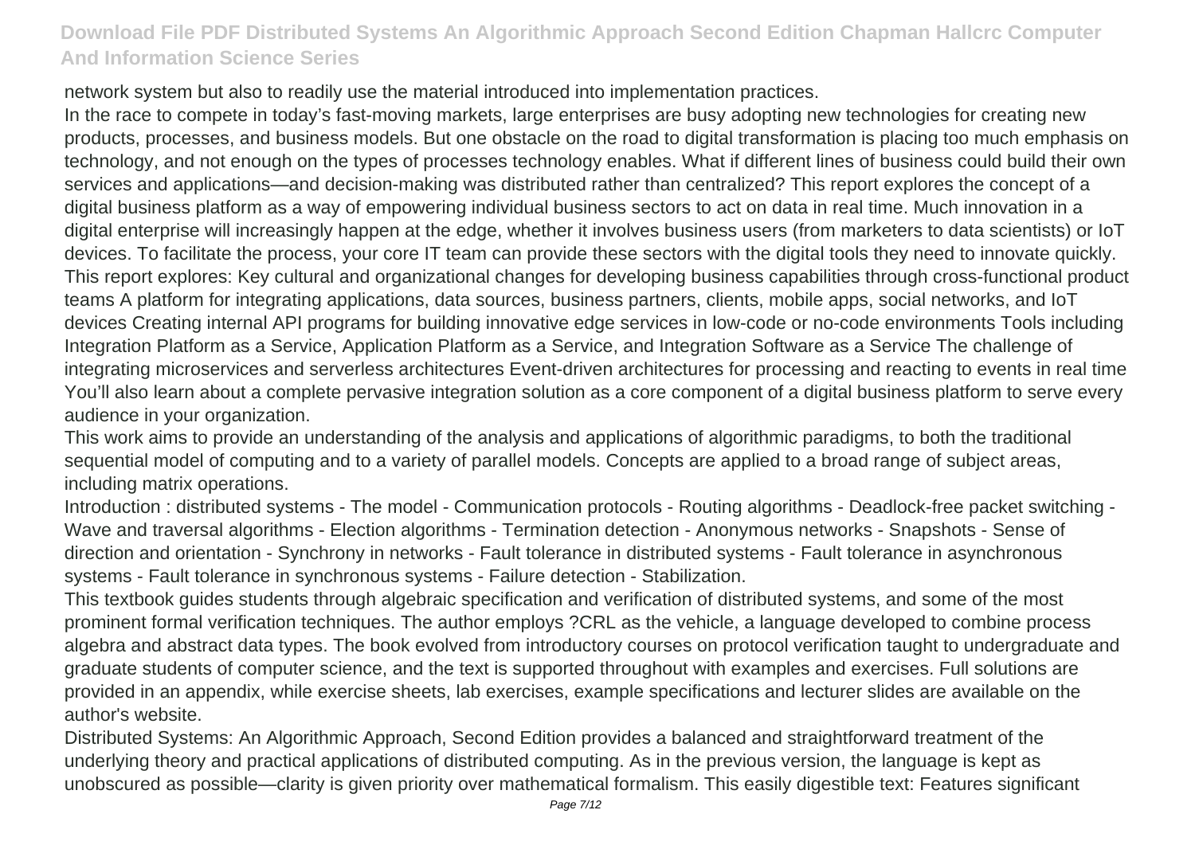network system but also to readily use the material introduced into implementation practices.

In the race to compete in today's fast-moving markets, large enterprises are busy adopting new technologies for creating new products, processes, and business models. But one obstacle on the road to digital transformation is placing too much emphasis on technology, and not enough on the types of processes technology enables. What if different lines of business could build their own services and applications—and decision-making was distributed rather than centralized? This report explores the concept of a digital business platform as a way of empowering individual business sectors to act on data in real time. Much innovation in a digital enterprise will increasingly happen at the edge, whether it involves business users (from marketers to data scientists) or IoT devices. To facilitate the process, your core IT team can provide these sectors with the digital tools they need to innovate quickly. This report explores: Key cultural and organizational changes for developing business capabilities through cross-functional product teams A platform for integrating applications, data sources, business partners, clients, mobile apps, social networks, and IoT devices Creating internal API programs for building innovative edge services in low-code or no-code environments Tools including Integration Platform as a Service, Application Platform as a Service, and Integration Software as a Service The challenge of integrating microservices and serverless architectures Event-driven architectures for processing and reacting to events in real time You'll also learn about a complete pervasive integration solution as a core component of a digital business platform to serve every audience in your organization.

This work aims to provide an understanding of the analysis and applications of algorithmic paradigms, to both the traditional sequential model of computing and to a variety of parallel models. Concepts are applied to a broad range of subject areas, including matrix operations.

Introduction : distributed systems - The model - Communication protocols - Routing algorithms - Deadlock-free packet switching - Wave and traversal algorithms - Election algorithms - Termination detection - Anonymous networks - Snapshots - Sense of direction and orientation - Synchrony in networks - Fault tolerance in distributed systems - Fault tolerance in asynchronous systems - Fault tolerance in synchronous systems - Failure detection - Stabilization.

This textbook guides students through algebraic specification and verification of distributed systems, and some of the most prominent formal verification techniques. The author employs ?CRL as the vehicle, a language developed to combine process algebra and abstract data types. The book evolved from introductory courses on protocol verification taught to undergraduate and graduate students of computer science, and the text is supported throughout with examples and exercises. Full solutions are provided in an appendix, while exercise sheets, lab exercises, example specifications and lecturer slides are available on the author's website.

Distributed Systems: An Algorithmic Approach, Second Edition provides a balanced and straightforward treatment of the underlying theory and practical applications of distributed computing. As in the previous version, the language is kept as unobscured as possible—clarity is given priority over mathematical formalism. This easily digestible text: Features significant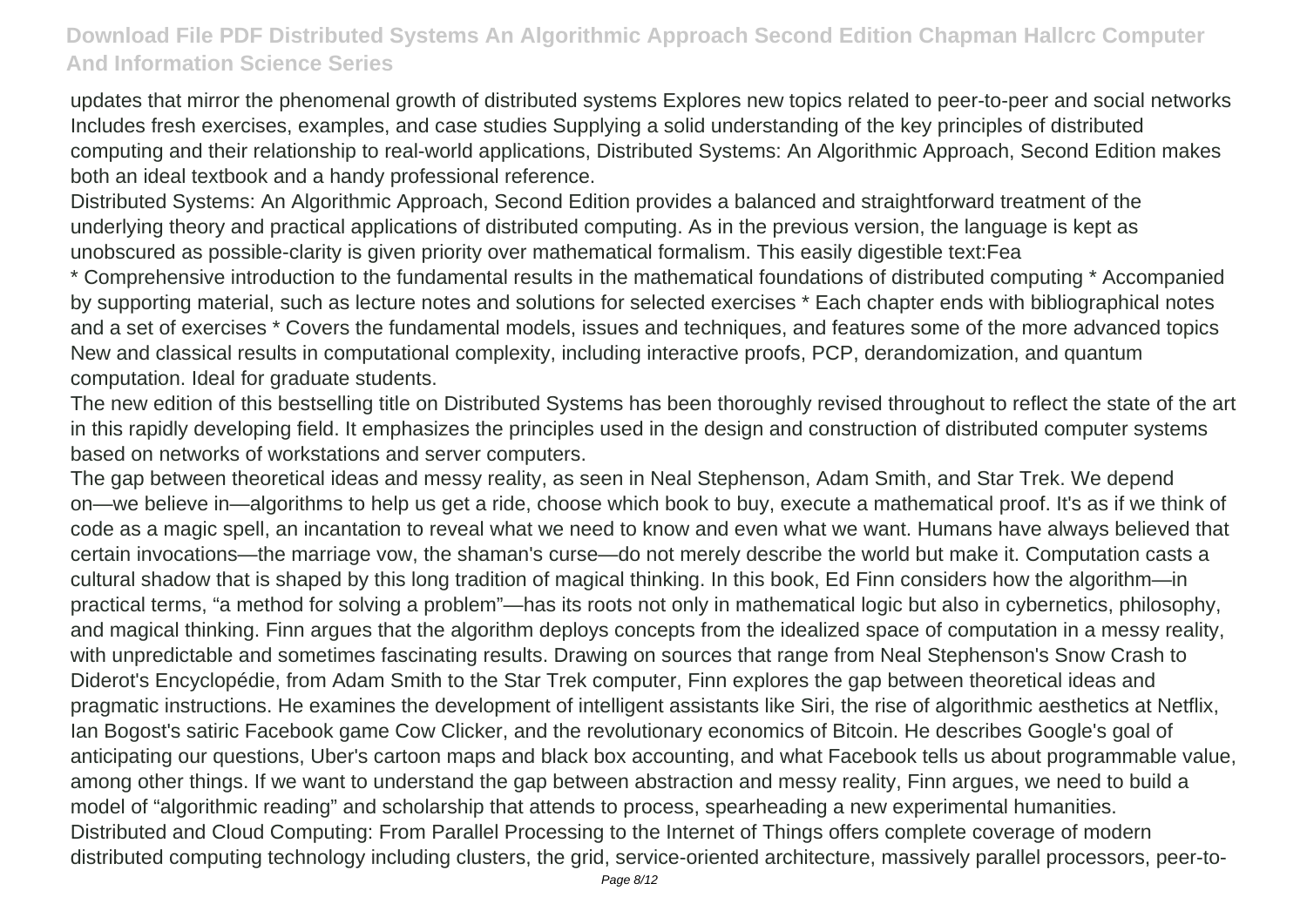updates that mirror the phenomenal growth of distributed systems Explores new topics related to peer-to-peer and social networks Includes fresh exercises, examples, and case studies Supplying a solid understanding of the key principles of distributed computing and their relationship to real-world applications, Distributed Systems: An Algorithmic Approach, Second Edition makes both an ideal textbook and a handy professional reference.

Distributed Systems: An Algorithmic Approach, Second Edition provides a balanced and straightforward treatment of the underlying theory and practical applications of distributed computing. As in the previous version, the language is kept as unobscured as possible-clarity is given priority over mathematical formalism. This easily digestible text:Fea

* Comprehensive introduction to the fundamental results in the mathematical foundations of distributed computing * Accompanied by supporting material, such as lecture notes and solutions for selected exercises * Each chapter ends with bibliographical notes and a set of exercises * Covers the fundamental models, issues and techniques, and features some of the more advanced topics

New and classical results in computational complexity, including interactive proofs, PCP, derandomization, and quantum computation. Ideal for graduate students.

The new edition of this bestselling title on Distributed Systems has been thoroughly revised throughout to reflect the state of the art in this rapidly developing field. It emphasizes the principles used in the design and construction of distributed computer systems based on networks of workstations and server computers.

The gap between theoretical ideas and messy reality, as seen in Neal Stephenson, Adam Smith, and Star Trek. We depend on—we believe in—algorithms to help us get a ride, choose which book to buy, execute a mathematical proof. It's as if we think of code as a magic spell, an incantation to reveal what we need to know and even what we want. Humans have always believed that certain invocations—the marriage vow, the shaman's curse—do not merely describe the world but make it. Computation casts a cultural shadow that is shaped by this long tradition of magical thinking. In this book, Ed Finn considers how the algorithm—in practical terms, "a method for solving a problem"—has its roots not only in mathematical logic but also in cybernetics, philosophy, and magical thinking. Finn argues that the algorithm deploys concepts from the idealized space of computation in a messy reality, with unpredictable and sometimes fascinating results. Drawing on sources that range from Neal Stephenson's Snow Crash to Diderot's Encyclopédie, from Adam Smith to the Star Trek computer, Finn explores the gap between theoretical ideas and pragmatic instructions. He examines the development of intelligent assistants like Siri, the rise of algorithmic aesthetics at Netflix, Ian Bogost's satiric Facebook game Cow Clicker, and the revolutionary economics of Bitcoin. He describes Google's goal of anticipating our questions, Uber's cartoon maps and black box accounting, and what Facebook tells us about programmable value, among other things. If we want to understand the gap between abstraction and messy reality, Finn argues, we need to build a model of "algorithmic reading" and scholarship that attends to process, spearheading a new experimental humanities.

Distributed and Cloud Computing: From Parallel Processing to the Internet of Things offers complete coverage of modern distributed computing technology including clusters, the grid, service-oriented architecture, massively parallel processors, peer-to-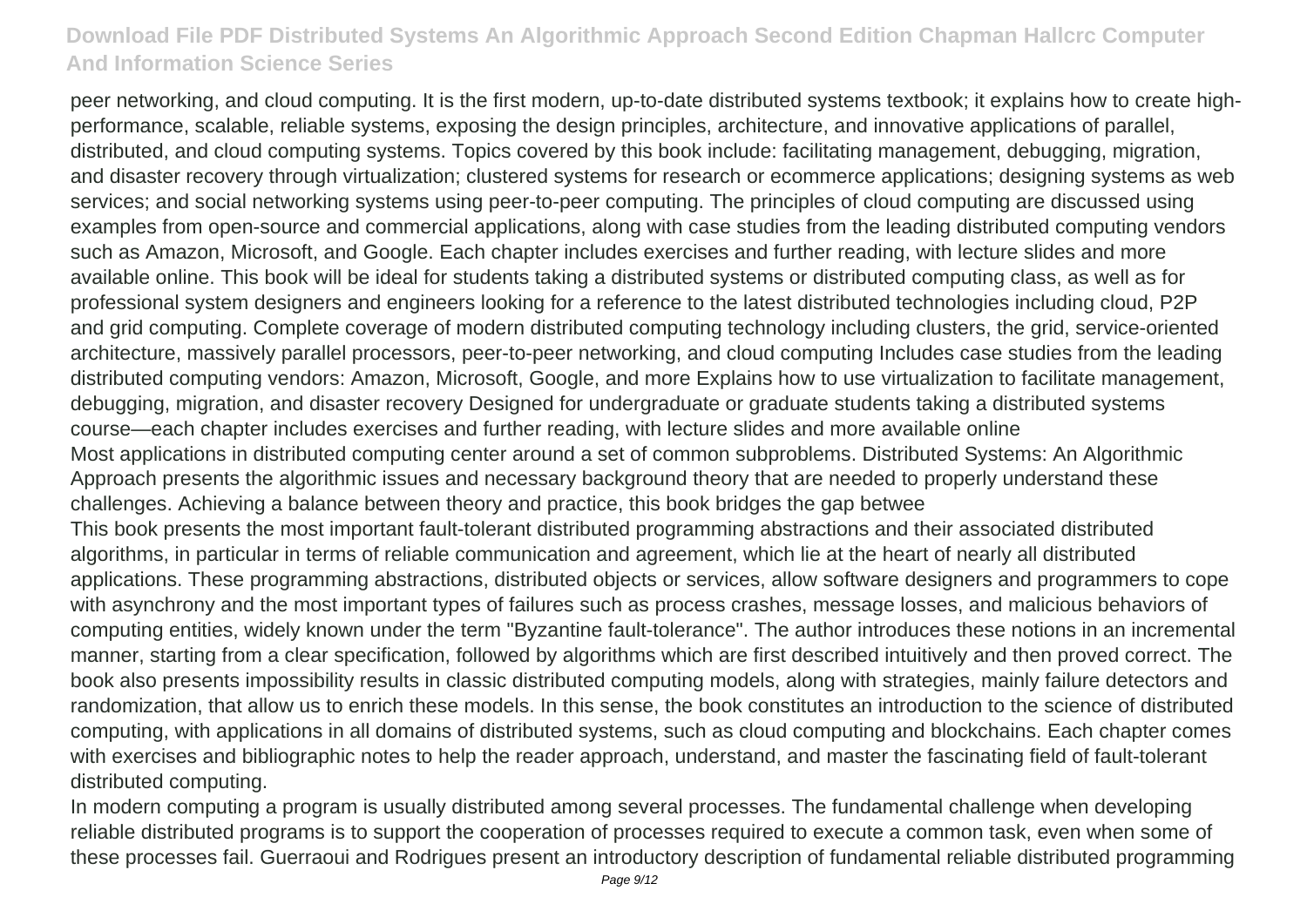peer networking, and cloud computing. It is the first modern, up-to-date distributed systems textbook; it explains how to create high-performance, scalable, reliable systems, exposing the design principles, architecture, and innovative applications of parallel, distributed, and cloud computing systems. Topics covered by this book include: facilitating management, debugging, migration, and disaster recovery through virtualization; clustered systems for research or ecommerce applications; designing systems as web services; and social networking systems using peer-to-peer computing. The principles of cloud computing are discussed using examples from open-source and commercial applications, along with case studies from the leading distributed computing vendors such as Amazon, Microsoft, and Google. Each chapter includes exercises and further reading, with lecture slides and more available online. This book will be ideal for students taking a distributed systems or distributed computing class, as well as for professional system designers and engineers looking for a reference to the latest distributed technologies including cloud, P2P and grid computing. Complete coverage of modern distributed computing technology including clusters, the grid, service-oriented architecture, massively parallel processors, peer-to-peer networking, and cloud computing Includes case studies from the leading distributed computing vendors: Amazon, Microsoft, Google, and more Explains how to use virtualization to facilitate management, debugging, migration, and disaster recovery Designed for undergraduate or graduate students taking a distributed systems course—each chapter includes exercises and further reading, with lecture slides and more available online

Most applications in distributed computing center around a set of common subproblems. Distributed Systems: An Algorithmic Approach presents the algorithmic issues and necessary background theory that are needed to properly understand these challenges. Achieving a balance between theory and practice, this book bridges the gap betwee

This book presents the most important fault-tolerant distributed programming abstractions and their associated distributed algorithms, in particular in terms of reliable communication and agreement, which lie at the heart of nearly all distributed applications. These programming abstractions, distributed objects or services, allow software designers and programmers to cope with asynchrony and the most important types of failures such as process crashes, message losses, and malicious behaviors of computing entities, widely known under the term "Byzantine fault-tolerance". The author introduces these notions in an incremental manner, starting from a clear specification, followed by algorithms which are first described intuitively and then proved correct. The book also presents impossibility results in classic distributed computing models, along with strategies, mainly failure detectors and randomization, that allow us to enrich these models. In this sense, the book constitutes an introduction to the science of distributed computing, with applications in all domains of distributed systems, such as cloud computing and blockchains. Each chapter comes with exercises and bibliographic notes to help the reader approach, understand, and master the fascinating field of fault-tolerant distributed computing.

In modern computing a program is usually distributed among several processes. The fundamental challenge when developing reliable distributed programs is to support the cooperation of processes required to execute a common task, even when some of these processes fail. Guerraoui and Rodrigues present an introductory description of fundamental reliable distributed programming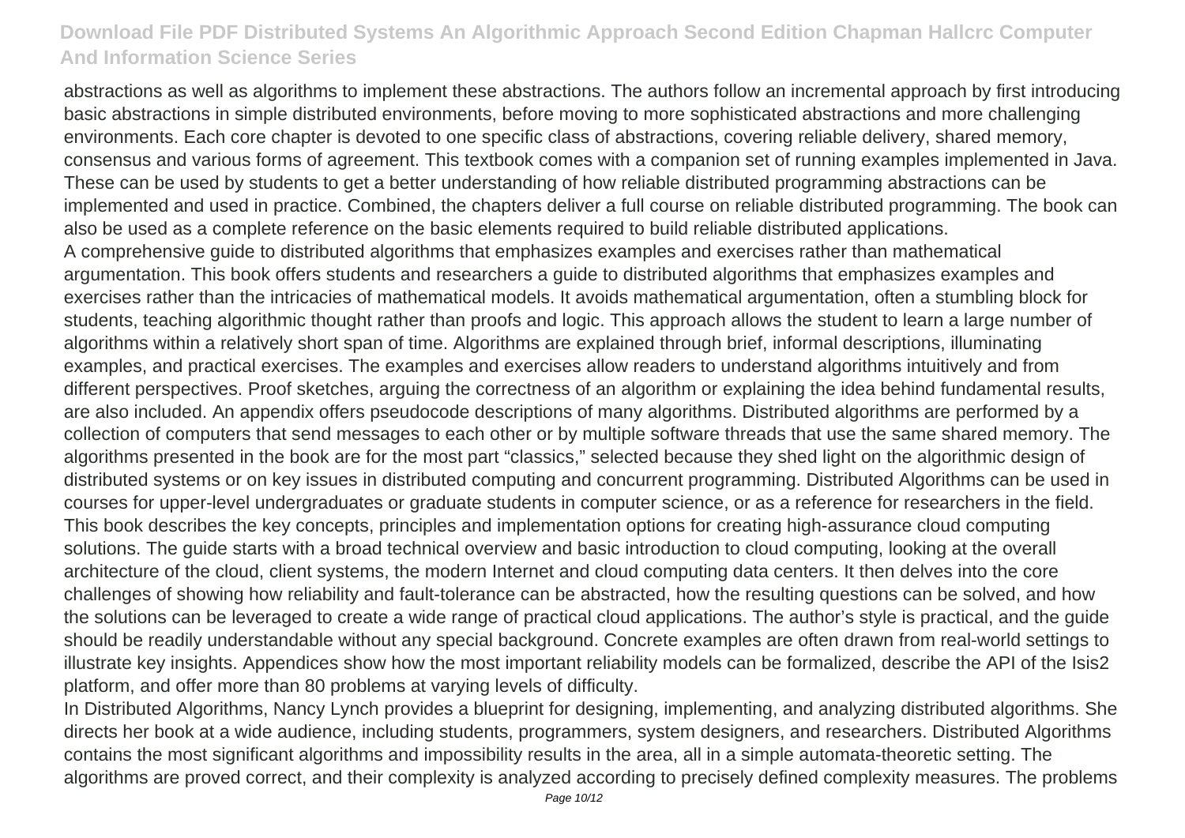abstractions as well as algorithms to implement these abstractions. The authors follow an incremental approach by first introducing basic abstractions in simple distributed environments, before moving to more sophisticated abstractions and more challenging environments. Each core chapter is devoted to one specific class of abstractions, covering reliable delivery, shared memory, consensus and various forms of agreement. This textbook comes with a companion set of running examples implemented in Java. These can be used by students to get a better understanding of how reliable distributed programming abstractions can be implemented and used in practice. Combined, the chapters deliver a full course on reliable distributed programming. The book can also be used as a complete reference on the basic elements required to build reliable distributed applications.

A comprehensive guide to distributed algorithms that emphasizes examples and exercises rather than mathematical argumentation. This book offers students and researchers a guide to distributed algorithms that emphasizes examples and exercises rather than the intricacies of mathematical models. It avoids mathematical argumentation, often a stumbling block for students, teaching algorithmic thought rather than proofs and logic. This approach allows the student to learn a large number of algorithms within a relatively short span of time. Algorithms are explained through brief, informal descriptions, illuminating examples, and practical exercises. The examples and exercises allow readers to understand algorithms intuitively and from different perspectives. Proof sketches, arguing the correctness of an algorithm or explaining the idea behind fundamental results, are also included. An appendix offers pseudocode descriptions of many algorithms. Distributed algorithms are performed by a collection of computers that send messages to each other or by multiple software threads that use the same shared memory. The algorithms presented in the book are for the most part "classics," selected because they shed light on the algorithmic design of distributed systems or on key issues in distributed computing and concurrent programming. Distributed Algorithms can be used in courses for upper-level undergraduates or graduate students in computer science, or as a reference for researchers in the field.

This book describes the key concepts, principles and implementation options for creating high-assurance cloud computing solutions. The guide starts with a broad technical overview and basic introduction to cloud computing, looking at the overall architecture of the cloud, client systems, the modern Internet and cloud computing data centers. It then delves into the core challenges of showing how reliability and fault-tolerance can be abstracted, how the resulting questions can be solved, and how the solutions can be leveraged to create a wide range of practical cloud applications. The author's style is practical, and the guide should be readily understandable without any special background. Concrete examples are often drawn from real-world settings to illustrate key insights. Appendices show how the most important reliability models can be formalized, describe the API of the Isis2 platform, and offer more than 80 problems at varying levels of difficulty.

In Distributed Algorithms, Nancy Lynch provides a blueprint for designing, implementing, and analyzing distributed algorithms. She directs her book at a wide audience, including students, programmers, system designers, and researchers. Distributed Algorithms contains the most significant algorithms and impossibility results in the area, all in a simple automata-theoretic setting. The algorithms are proved correct, and their complexity is analyzed according to precisely defined complexity measures. The problems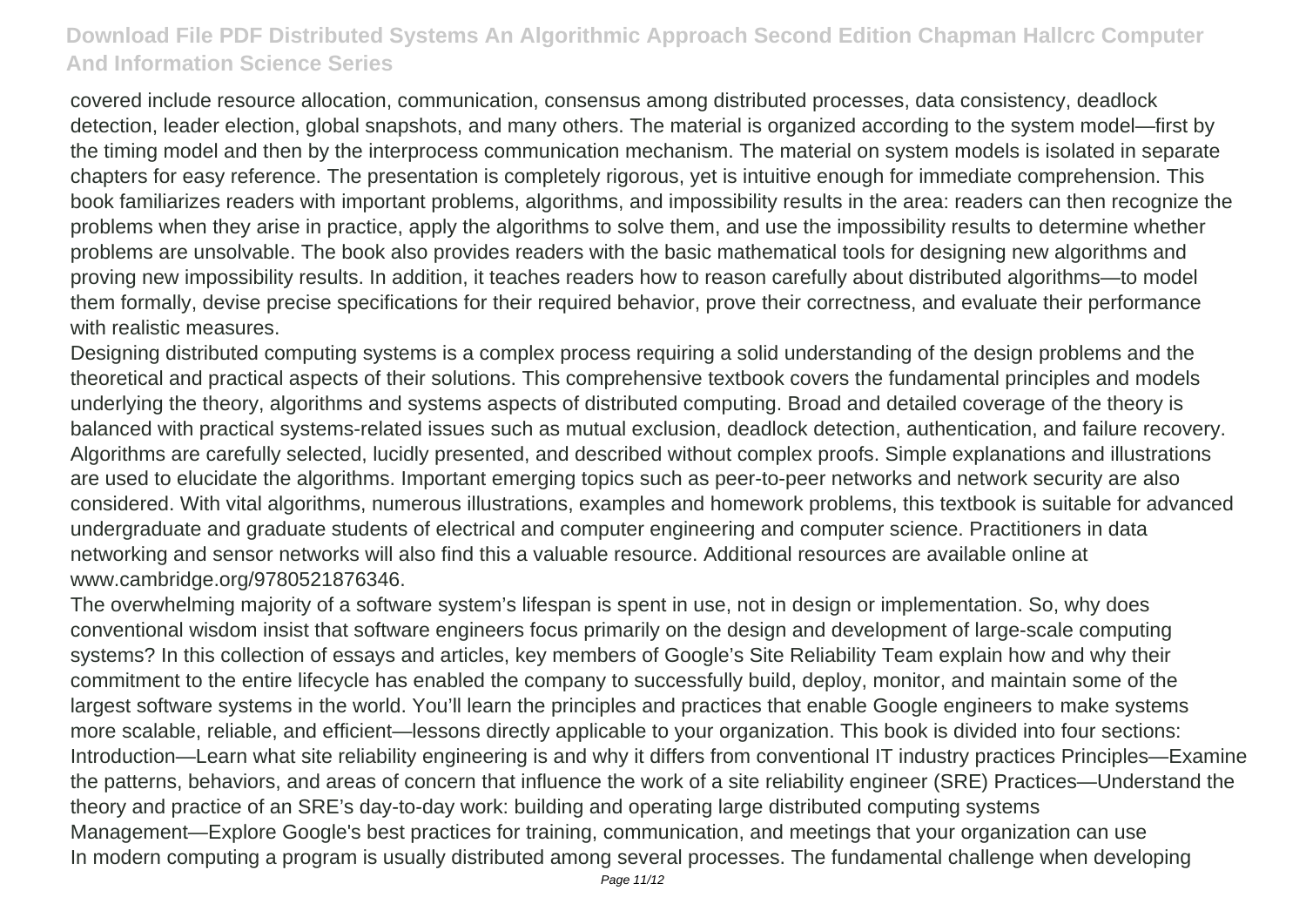covered include resource allocation, communication, consensus among distributed processes, data consistency, deadlock detection, leader election, global snapshots, and many others. The material is organized according to the system model—first by the timing model and then by the interprocess communication mechanism. The material on system models is isolated in separate chapters for easy reference. The presentation is completely rigorous, yet is intuitive enough for immediate comprehension. This book familiarizes readers with important problems, algorithms, and impossibility results in the area: readers can then recognize the problems when they arise in practice, apply the algorithms to solve them, and use the impossibility results to determine whether problems are unsolvable. The book also provides readers with the basic mathematical tools for designing new algorithms and proving new impossibility results. In addition, it teaches readers how to reason carefully about distributed algorithms—to model them formally, devise precise specifications for their required behavior, prove their correctness, and evaluate their performance with realistic measures.

Designing distributed computing systems is a complex process requiring a solid understanding of the design problems and the theoretical and practical aspects of their solutions. This comprehensive textbook covers the fundamental principles and models underlying the theory, algorithms and systems aspects of distributed computing. Broad and detailed coverage of the theory is balanced with practical systems-related issues such as mutual exclusion, deadlock detection, authentication, and failure recovery. Algorithms are carefully selected, lucidly presented, and described without complex proofs. Simple explanations and illustrations are used to elucidate the algorithms. Important emerging topics such as peer-to-peer networks and network security are also considered. With vital algorithms, numerous illustrations, examples and homework problems, this textbook is suitable for advanced undergraduate and graduate students of electrical and computer engineering and computer science. Practitioners in data networking and sensor networks will also find this a valuable resource. Additional resources are available online at www.cambridge.org/9780521876346.

The overwhelming majority of a software system's lifespan is spent in use, not in design or implementation. So, why does conventional wisdom insist that software engineers focus primarily on the design and development of large-scale computing systems? In this collection of essays and articles, key members of Google's Site Reliability Team explain how and why their commitment to the entire lifecycle has enabled the company to successfully build, deploy, monitor, and maintain some of the largest software systems in the world. You'll learn the principles and practices that enable Google engineers to make systems more scalable, reliable, and efficient—lessons directly applicable to your organization. This book is divided into four sections: Introduction—Learn what site reliability engineering is and why it differs from conventional IT industry practices Principles—Examine the patterns, behaviors, and areas of concern that influence the work of a site reliability engineer (SRE) Practices—Understand the theory and practice of an SRE's day-to-day work: building and operating large distributed computing systems Management—Explore Google's best practices for training, communication, and meetings that your organization can use

In modern computing a program is usually distributed among several processes. The fundamental challenge when developing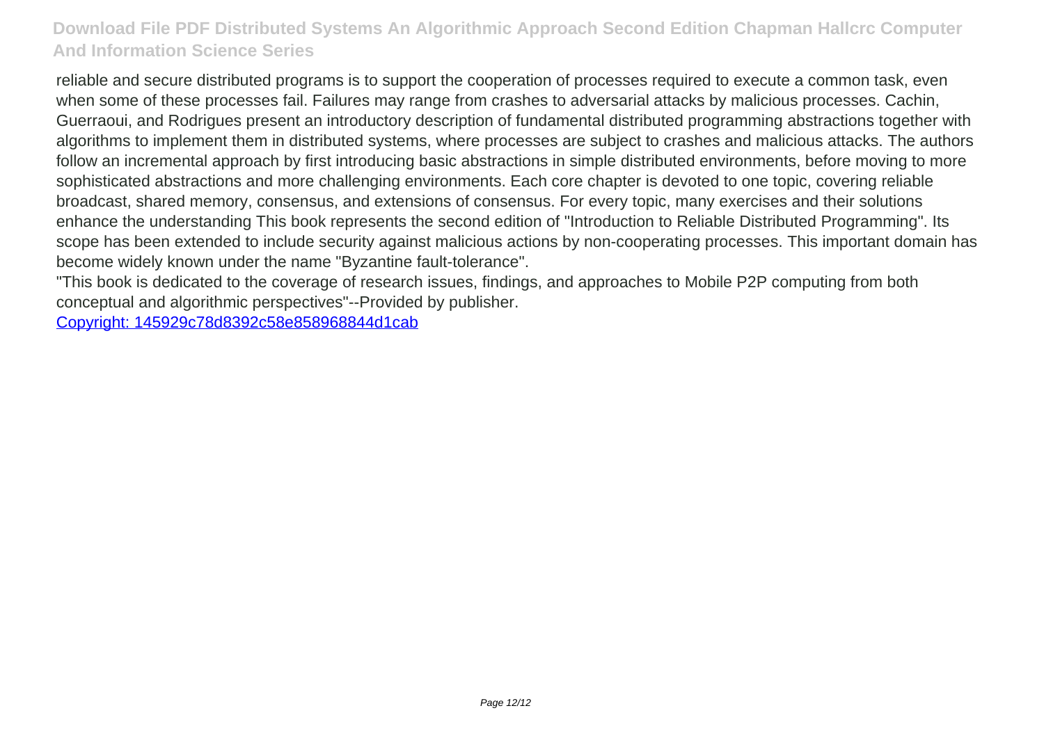reliable and secure distributed programs is to support the cooperation of processes required to execute a common task, even when some of these processes fail. Failures may range from crashes to adversarial attacks by malicious processes. Cachin, Guerraoui, and Rodrigues present an introductory description of fundamental distributed programming abstractions together with algorithms to implement them in distributed systems, where processes are subject to crashes and malicious attacks. The authors follow an incremental approach by first introducing basic abstractions in simple distributed environments, before moving to more sophisticated abstractions and more challenging environments. Each core chapter is devoted to one topic, covering reliable broadcast, shared memory, consensus, and extensions of consensus. For every topic, many exercises and their solutions enhance the understanding This book represents the second edition of "Introduction to Reliable Distributed Programming". Its scope has been extended to include security against malicious actions by non-cooperating processes. This important domain has become widely known under the name "Byzantine fault-tolerance".

"This book is dedicated to the coverage of research issues, findings, and approaches to Mobile P2P computing from both conceptual and algorithmic perspectives"--Provided by publisher.

Copyright: 145929c78d8392c58e858968844d1cab